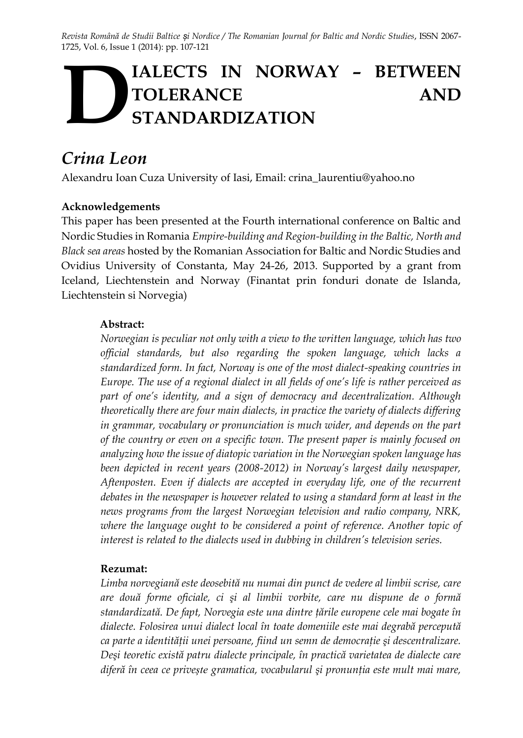# DIALECTS IN NORWAY – BETWEEN TOLERANCE AND STANDARDIZATION

## *Crina Leon*

Alexandru Ioan Cuza University of Iasi, Email: crina_laurentiu@yahoo.no

**Acknowledgements**

This paper has been presented at the Fourth international conference on Baltic and Nordic Studies in Romania *Empire-building and Region-building in the Baltic, North and Black sea areas* hosted by the Romanian Association for Baltic and Nordic Studies and Ovidius University of Constanta, May 24-26, 2013. Supported by a grant from Iceland, Liechtenstein and Norway (Finantat prin fonduri donate de Islanda, Liechtenstein si Norvegia)

**Abstract:**

*Norwegian is peculiar not only with a view to the written language, which has two official standards, but also regarding the spoken language, which lacks a standardized form. In fact, Norway is one of the most dialect-speaking countries in Europe. The use of a regional dialect in all fields of one's life is rather perceived as part of one's identity, and a sign of democracy and decentralization. Although theoretically there are four main dialects, in practice the variety of dialects differing in grammar, vocabulary or pronunciation is much wider, and depends on the part of the country or even on a specific town. The present paper is mainly focused on analyzing how the issue of diatopic variation in the Norwegian spoken language has been depicted in recent years (2008-2012) in Norway's largest daily newspaper, Aftenposten. Even if dialects are accepted in everyday life, one of the recurrent debates in the newspaper is however related to using a standard form at least in the news programs from the largest Norwegian television and radio company, NRK, where the language ought to be considered a point of reference. Another topic of interest is related to the dialects used in dubbing in children's television series.*

**Rezumat:**

*Limba norvegiană este deosebită nu numai din punct de vedere al limbii scrise, care are două forme oficiale, ci şi al limbii vorbite, care nu dispune de o formă standardizată. De fapt, Norvegia este una dintre țările europene cele mai bogate în dialecte. Folosirea unui dialect local în toate domeniile este mai degrabă percepută ca parte a identității unei persoane, fiind un semn de democrație şi descentralizare. Deşi teoretic există patru dialecte principale, în practică varietatea de dialecte care diferă în ceea ce priveşte gramatica, vocabularul şi pronunția este mult mai mare,*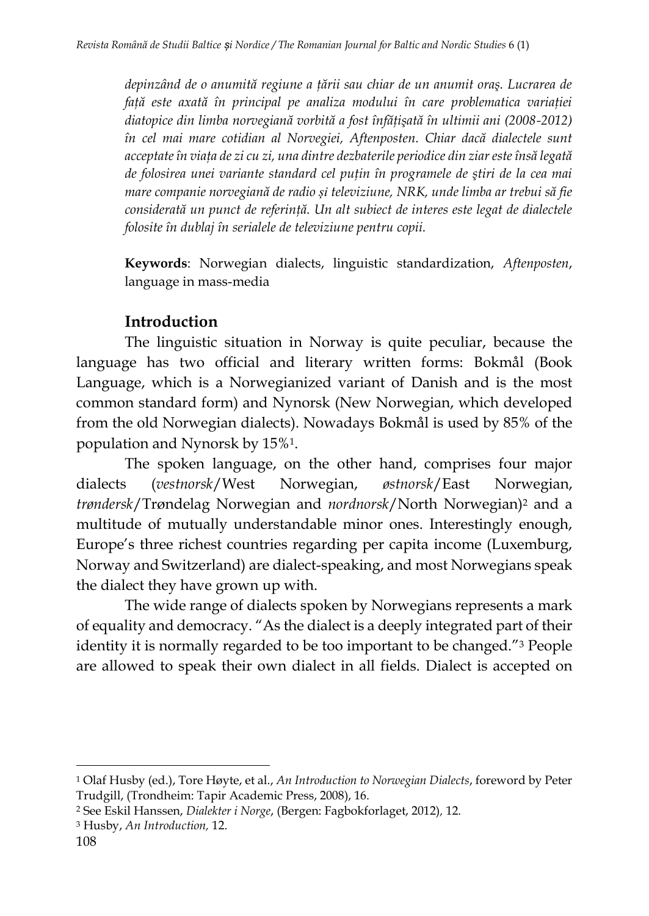*depinzând de o anumită regiune a țării sau chiar de un anumit oraș. Lucrarea de față este axată în principal pe analiza modului în care problematica variației diatopice din limba norvegiană vorbită a fost înfățișată în ultimii ani (2008-2012) în cel mai mare cotidian al Norvegiei, Aftenposten. Chiar dacă dialectele sunt acceptate în viața de zi cu zi, una dintre dezbaterile periodice din ziar este însă legată de folosirea unei variante standard cel puțin în programele de știri de la cea mai mare companie norvegiană de radio și televiziune, NRK, unde limba ar trebui să fie considerată un punct de referință. Un alt subiect de interes este legat de dialectele folosite în dublaj în serialele de televiziune pentru copii.*

**Keywords**: Norwegian dialects, linguistic standardization, *Aftenposten*, language in mass-media

## Introduction

The linguistic situation in Norway is quite peculiar, because the language has two official and literary written forms: Bokmål (Book Language, which is a Norwegianized variant of Danish and is the most common standard form) and Nynorsk (New Norwegian, which developed from the old Norwegian dialects). Nowadays Bokmål is used by 85% of the population and Nynorsk by 15%[1].

The spoken language, on the other hand, comprises four major dialects (*vestnorsk*/West Norwegian, *østnorsk*/East Norwegian, *trøndersk*/Trøndelag Norwegian and *nordnorsk*/North Norwegian)[2] and a multitude of mutually understandable minor ones. Interestingly enough, Europe's three richest countries regarding per capita income (Luxemburg, Norway and Switzerland) are dialect-speaking, and most Norwegians speak the dialect they have grown up with.

The wide range of dialects spoken by Norwegians represents a mark of equality and democracy. "As the dialect is a deeply integrated part of their identity it is normally regarded to be too important to be changed."[3] People are allowed to speak their own dialect in all fields. Dialect is accepted on

---

[1] Olaf Husby (ed.), Tore Høyte, et al., *An Introduction to Norwegian Dialects*, foreword by Peter Trudgill, (Trondheim: Tapir Academic Press, 2008), 16.

[2] See Eskil Hanssen, *Dialekter i Norge*, (Bergen: Fagbokforlaget, 2012), 12.

[3] Husby, *An Introduction*, 12.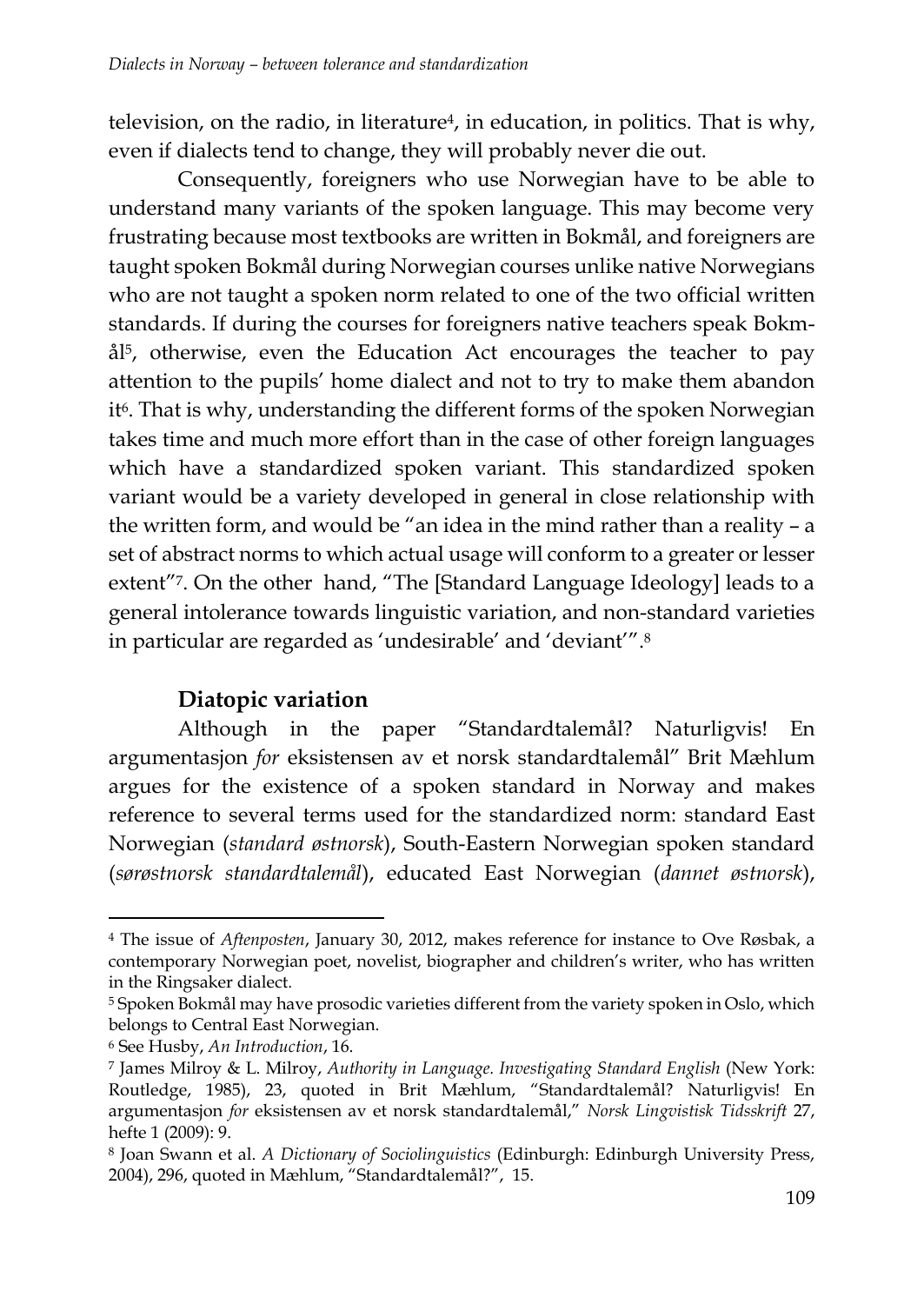television, on the radio, in literature[4], in education, in politics. That is why, even if dialects tend to change, they will probably never die out.

Consequently, foreigners who use Norwegian have to be able to understand many variants of the spoken language. This may become very frustrating because most textbooks are written in Bokmål, and foreigners are taught spoken Bokmål during Norwegian courses unlike native Norwegians who are not taught a spoken norm related to one of the two official written standards. If during the courses for foreigners native teachers speak Bokmål[5], otherwise, even the Education Act encourages the teacher to pay attention to the pupils' home dialect and not to try to make them abandon it[6]. That is why, understanding the different forms of the spoken Norwegian takes time and much more effort than in the case of other foreign languages which have a standardized spoken variant. This standardized spoken variant would be a variety developed in general in close relationship with the written form, and would be "an idea in the mind rather than a reality – a set of abstract norms to which actual usage will conform to a greater or lesser extent"[7]. On the other hand, "The [Standard Language Ideology] leads to a general intolerance towards linguistic variation, and non-standard varieties in particular are regarded as 'undesirable' and 'deviant'".[8]

## Diatopic variation

Although in the paper "Standardtalemål? Naturligvis! En argumentasjon *for* eksistensen av et norsk standardtalemål" Brit Mæhlum argues for the existence of a spoken standard in Norway and makes reference to several terms used for the standardized norm: standard East Norwegian (*standard østnorsk*), South-Eastern Norwegian spoken standard (*sørøstnorsk standardtalemål*), educated East Norwegian (*dannet østnorsk*),

---

[4] The issue of *Aftenposten*, January 30, 2012, makes reference for instance to Ove Røsbak, a contemporary Norwegian poet, novelist, biographer and children's writer, who has written in the Ringsaker dialect.

[5] Spoken Bokmål may have prosodic varieties different from the variety spoken in Oslo, which belongs to Central East Norwegian.

[6] See Husby, *An Introduction*, 16.

[7] James Milroy & L. Milroy, *Authority in Language. Investigating Standard English* (New York: Routledge, 1985), 23, quoted in Brit Mæhlum, "Standardtalemål? Naturligvis! En argumentasjon *for* eksistensen av et norsk standardtalemål," *Norsk Lingvistisk Tidsskrift* 27, hefte 1 (2009): 9.

[8] Joan Swann et al. *A Dictionary of Sociolinguistics* (Edinburgh: Edinburgh University Press, 2004), 296, quoted in Mæhlum, "Standardtalemål?", 15.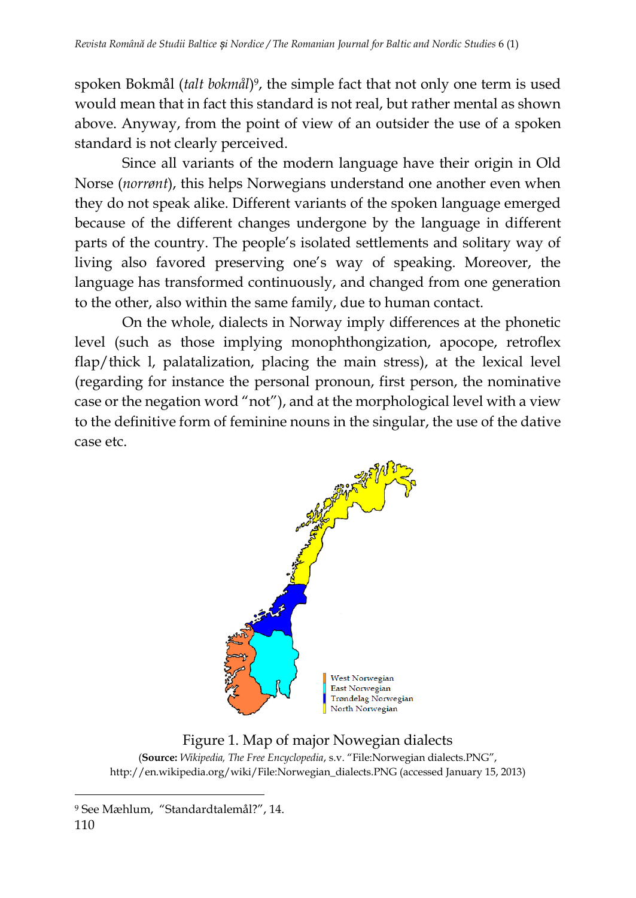spoken Bokmål (*talt bokmål*)[9], the simple fact that not only one term is used would mean that in fact this standard is not real, but rather mental as shown above. Anyway, from the point of view of an outsider the use of a spoken standard is not clearly perceived.

Since all variants of the modern language have their origin in Old Norse (*norrønt*), this helps Norwegians understand one another even when they do not speak alike. Different variants of the spoken language emerged because of the different changes undergone by the language in different parts of the country. The people's isolated settlements and solitary way of living also favored preserving one's way of speaking. Moreover, the language has transformed continuously, and changed from one generation to the other, also within the same family, due to human contact.

On the whole, dialects in Norway imply differences at the phonetic level (such as those implying monophthongization, apocope, retroflex flap/thick l, palatalization, placing the main stress), at the lexical level (regarding for instance the personal pronoun, first person, the nominative case or the negation word "not"), and at the morphological level with a view to the definitive form of feminine nouns in the singular, the use of the dative case etc.

West Norwegian
East Norwegian
Trøndelag Norwegian
North Norwegian

Figure 1. Map of major Nowegian dialects
(**Source:** *Wikipedia, The Free Encyclopedia*, s.v. "File:Norwegian dialects.PNG", http://en.wikipedia.org/wiki/File:Norwegian_dialects.PNG (accessed January 15, 2013)

[9] See Mæhlum, "Standardtalemål?", 14.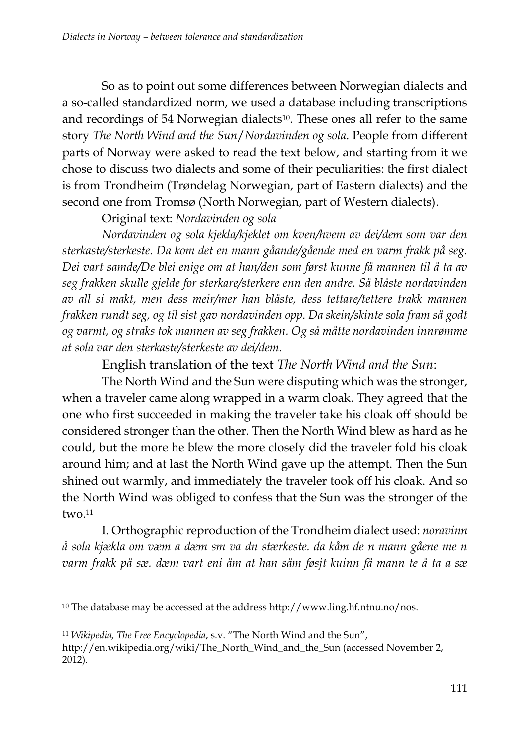So as to point out some differences between Norwegian dialects and a so-called standardized norm, we used a database including transcriptions and recordings of 54 Norwegian dialects[10]. These ones all refer to the same story *The North Wind and the Sun*/*Nordavinden og sola*. People from different parts of Norway were asked to read the text below, and starting from it we chose to discuss two dialects and some of their peculiarities: the first dialect is from Trondheim (Trøndelag Norwegian, part of Eastern dialects) and the second one from Tromsø (North Norwegian, part of Western dialects).

Original text: *Nordavinden og sola*

*Nordavinden og sola kjekla/kjeklet om kven/hvem av dei/dem som var den sterkaste/sterkeste. Da kom det en mann gåande/gående med en varm frakk på seg. Dei vart samde/De blei enige om at han/den som først kunne få mannen til å ta av seg frakken skulle gjelde for sterkare/sterkere enn den andre. Så blåste nordavinden av all si makt, men dess meir/mer han blåste, dess tettare/tettere trakk mannen frakken rundt seg, og til sist gav nordavinden opp. Da skein/skinte sola fram så godt og varmt, og straks tok mannen av seg frakken. Og så måtte nordavinden innrømme at sola var den sterkaste/sterkeste av dei/dem.*

English translation of the text *The North Wind and the Sun*:

The North Wind and the Sun were disputing which was the stronger, when a traveler came along wrapped in a warm cloak. They agreed that the one who first succeeded in making the traveler take his cloak off should be considered stronger than the other. Then the North Wind blew as hard as he could, but the more he blew the more closely did the traveler fold his cloak around him; and at last the North Wind gave up the attempt. Then the Sun shined out warmly, and immediately the traveler took off his cloak. And so the North Wind was obliged to confess that the Sun was the stronger of the two.[11]

I. Orthographic reproduction of the Trondheim dialect used: *noravinn å sola kjækla om væm a dæm sm va dn stærkeste. da kåm de n mann gåene me n varm frakk på sæ. dæm vart eni åm at han såm føsjt kuinn få mann te å ta a sæ*

---

[10] The database may be accessed at the address http://www.ling.hf.ntnu.no/nos.

[11] *Wikipedia, The Free Encyclopedia*, s.v. "The North Wind and the Sun", http://en.wikipedia.org/wiki/The_North_Wind_and_the_Sun (accessed November 2, 2012).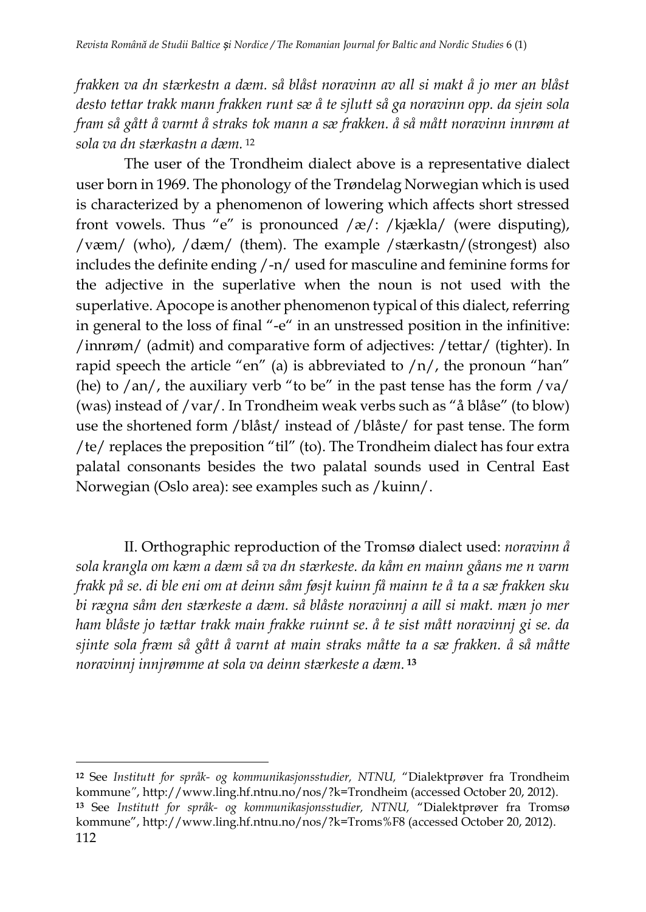*frakken va dn stærkestn a dæm. så blåst noravinn av all si makt å jo mer an blåst desto tettar trakk mann frakken runt sæ å te sjlutt så ga noravinn opp. da sjein sola fram så gått å varmt å straks tok mann a sæ frakken. å så mått noravinn innrøm at sola va dn stærkastn a dæm.* [12]

The user of the Trondheim dialect above is a representative dialect user born in 1969. The phonology of the Trøndelag Norwegian which is used is characterized by a phenomenon of lowering which affects short stressed front vowels. Thus "e" is pronounced /æ/: /kjækla/ (were disputing), /væm/ (who), /dæm/ (them). The example /stærkastn/(strongest) also includes the definite ending /-n/ used for masculine and feminine forms for the adjective in the superlative when the noun is not used with the superlative. Apocope is another phenomenon typical of this dialect, referring in general to the loss of final "-e" in an unstressed position in the infinitive: /innrøm/ (admit) and comparative form of adjectives: /tettar/ (tighter). In rapid speech the article "en" (a) is abbreviated to /n/, the pronoun "han" (he) to /an/, the auxiliary verb "to be" in the past tense has the form /va/ (was) instead of /var/. In Trondheim weak verbs such as "å blåse" (to blow) use the shortened form /blåst/ instead of /blåste/ for past tense. The form /te/ replaces the preposition "til" (to). The Trondheim dialect has four extra palatal consonants besides the two palatal sounds used in Central East Norwegian (Oslo area): see examples such as /kuinn/.

II. Orthographic reproduction of the Tromsø dialect used: *noravinn å sola krangla om kæm a dæm så va dn stærkeste. da kåm en mainn gåans me n varm frakk på se. di ble eni om at deinn såm føsjt kuinn få mainn te å ta a sæ frakken sku bi rægna såm den stærkeste a dæm. så blåste noravinnj a aill si makt. mæn jo mer ham blåste jo tættar trakk main frakke ruinnt se. å te sist mått noravinnj gi se. da sjinte sola fræm så gått å varnt at main straks måtte ta a sæ frakken. å så måtte noravinnj innjrømme at sola va deinn stærkeste a dæm.* [13]

---

[12] See *Institutt for språk- og kommunikasjonsstudier, NTNU,* "Dialektprøver fra Trondheim kommune", http://www.ling.hf.ntnu.no/nos/?k=Trondheim (accessed October 20, 2012).

[13] See *Institutt for språk- og kommunikasjonsstudier, NTNU,* "Dialektprøver fra Tromsø kommune", http://www.ling.hf.ntnu.no/nos/?k=Troms%F8 (accessed October 20, 2012).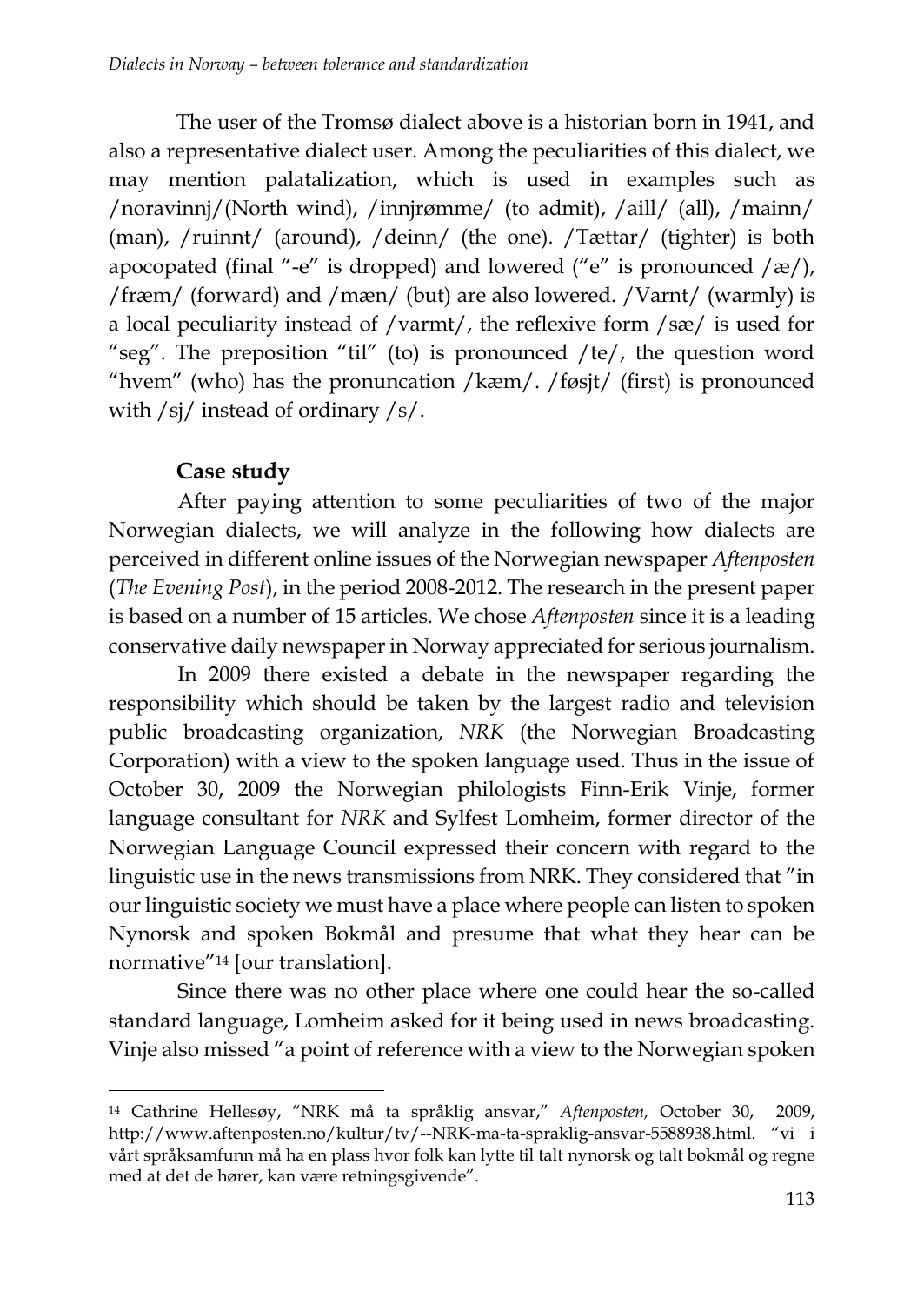The user of the Tromsø dialect above is a historian born in 1941, and also a representative dialect user. Among the peculiarities of this dialect, we may mention palatalization, which is used in examples such as /noravinnj/(North wind), /innjrømme/ (to admit), /aill/ (all), /mainn/ (man), /ruinnt/ (around), /deinn/ (the one). /Tættar/ (tighter) is both apocopated (final "-e" is dropped) and lowered ("e" is pronounced /æ/), /fræm/ (forward) and /mæn/ (but) are also lowered. /Varnt/ (warmly) is a local peculiarity instead of /varmt/, the reflexive form /sæ/ is used for "seg". The preposition "til" (to) is pronounced /te/, the question word "hvem" (who) has the pronuncation /kæm/. /føsjt/ (first) is pronounced with /sj/ instead of ordinary /s/.

## Case study

After paying attention to some peculiarities of two of the major Norwegian dialects, we will analyze in the following how dialects are perceived in different online issues of the Norwegian newspaper *Aftenposten* (*The Evening Post*), in the period 2008-2012. The research in the present paper is based on a number of 15 articles. We chose *Aftenposten* since it is a leading conservative daily newspaper in Norway appreciated for serious journalism.

In 2009 there existed a debate in the newspaper regarding the responsibility which should be taken by the largest radio and television public broadcasting organization, *NRK* (the Norwegian Broadcasting Corporation) with a view to the spoken language used. Thus in the issue of October 30, 2009 the Norwegian philologists Finn-Erik Vinje, former language consultant for *NRK* and Sylfest Lomheim, former director of the Norwegian Language Council expressed their concern with regard to the linguistic use in the news transmissions from NRK. They considered that "in our linguistic society we must have a place where people can listen to spoken Nynorsk and spoken Bokmål and presume that what they hear can be normative"[14] [our translation].

Since there was no other place where one could hear the so-called standard language, Lomheim asked for it being used in news broadcasting. Vinje also missed "a point of reference with a view to the Norwegian spoken

---

[14] Cathrine Hellesøy, "NRK må ta språklig ansvar," *Aftenposten,* October 30, 2009, http://www.aftenposten.no/kultur/tv/--NRK-ma-ta-spraklig-ansvar-5588938.html. "vi i vårt språksamfunn må ha en plass hvor folk kan lytte til talt nynorsk og talt bokmål og regne med at det de hører, kan være retningsgivende".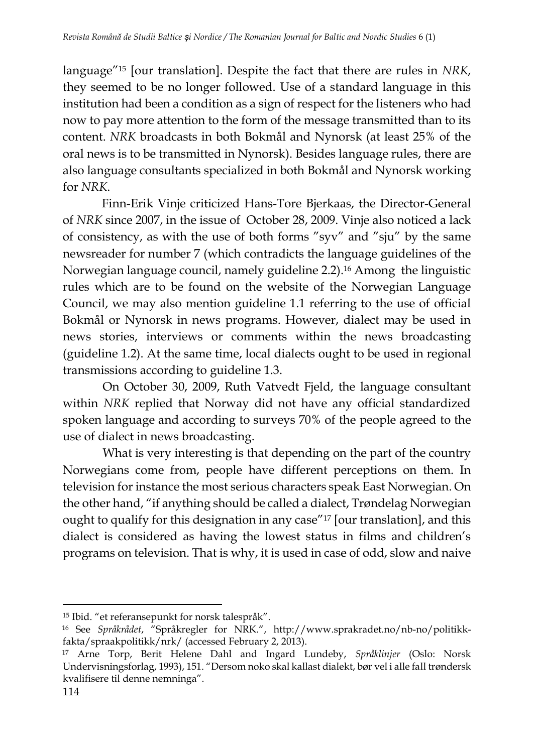language"[15] [our translation]. Despite the fact that there are rules in *NRK*, they seemed to be no longer followed. Use of a standard language in this institution had been a condition as a sign of respect for the listeners who had now to pay more attention to the form of the message transmitted than to its content. *NRK* broadcasts in both Bokmål and Nynorsk (at least 25% of the oral news is to be transmitted in Nynorsk). Besides language rules, there are also language consultants specialized in both Bokmål and Nynorsk working for *NRK*.

Finn-Erik Vinje criticized Hans-Tore Bjerkaas, the Director-General of *NRK* since 2007, in the issue of October 28, 2009. Vinje also noticed a lack of consistency, as with the use of both forms "syv" and "sju" by the same newsreader for number 7 (which contradicts the language guidelines of the Norwegian language council, namely guideline 2.2).[16] Among the linguistic rules which are to be found on the website of the Norwegian Language Council, we may also mention guideline 1.1 referring to the use of official Bokmål or Nynorsk in news programs. However, dialect may be used in news stories, interviews or comments within the news broadcasting (guideline 1.2). At the same time, local dialects ought to be used in regional transmissions according to guideline 1.3.

On October 30, 2009, Ruth Vatvedt Fjeld, the language consultant within *NRK* replied that Norway did not have any official standardized spoken language and according to surveys 70% of the people agreed to the use of dialect in news broadcasting.

What is very interesting is that depending on the part of the country Norwegians come from, people have different perceptions on them. In television for instance the most serious characters speak East Norwegian. On the other hand, "if anything should be called a dialect, Trøndelag Norwegian ought to qualify for this designation in any case"[17] [our translation], and this dialect is considered as having the lowest status in films and children's programs on television. That is why, it is used in case of odd, slow and naive

---

[15] Ibid. "et referansepunkt for norsk talespråk".

[16] See *Språkrådet*, "Språkregler for NRK.", http://www.sprakradet.no/nb-no/politikk-fakta/spraakpolitikk/nrk/ (accessed February 2, 2013).

[17] Arne Torp, Berit Helene Dahl and Ingard Lundeby, *Språklinjer* (Oslo: Norsk Undervisningsforlag, 1993), 151. "Dersom noko skal kallast dialekt, bør vel i alle fall trøndersk kvalifisere til denne nemninga".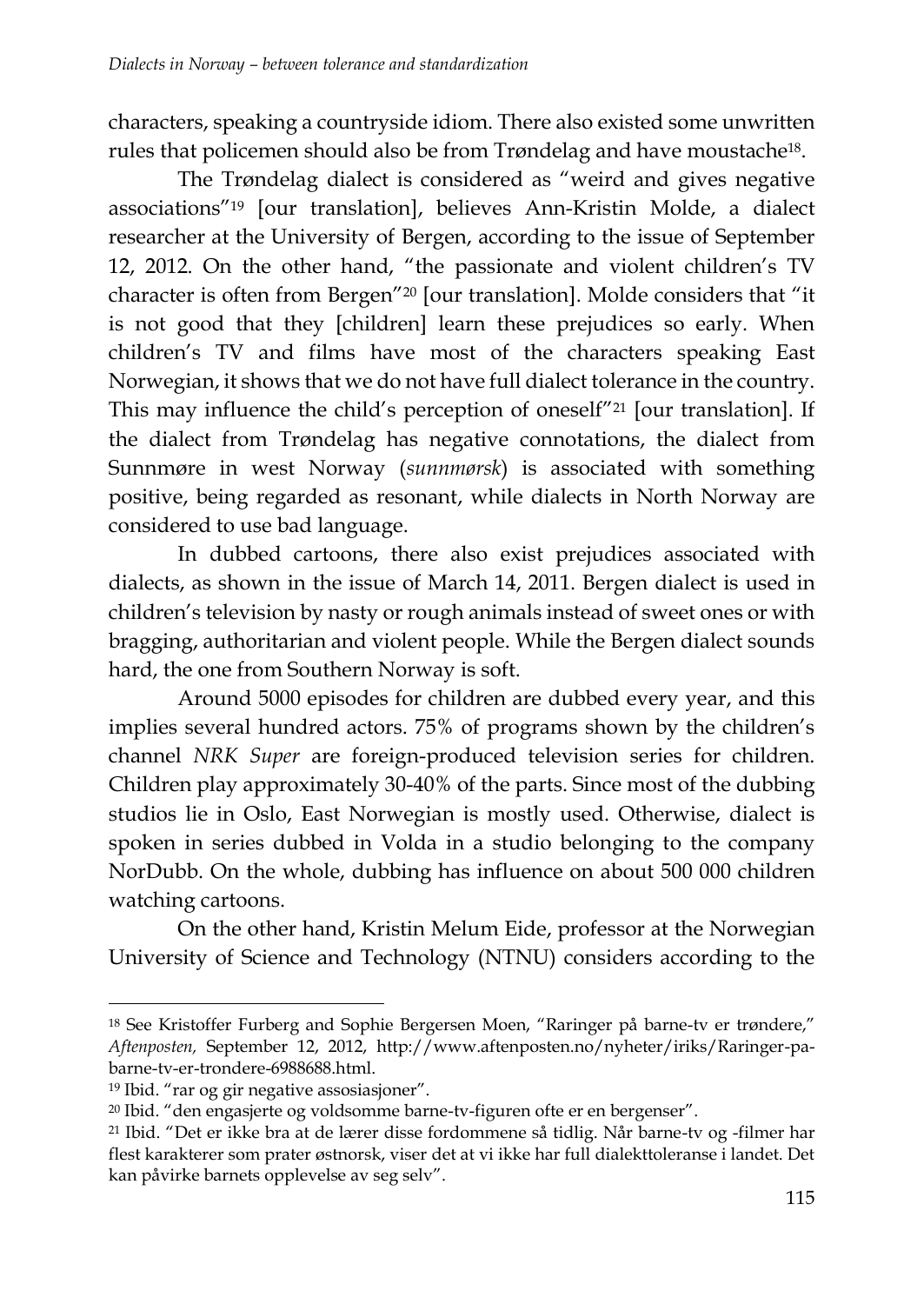characters, speaking a countryside idiom. There also existed some unwritten rules that policemen should also be from Trøndelag and have moustache[18].

The Trøndelag dialect is considered as "weird and gives negative associations"[19] [our translation], believes Ann-Kristin Molde, a dialect researcher at the University of Bergen, according to the issue of September 12, 2012. On the other hand, "the passionate and violent children's TV character is often from Bergen"[20] [our translation]. Molde considers that "it is not good that they [children] learn these prejudices so early. When children's TV and films have most of the characters speaking East Norwegian, it shows that we do not have full dialect tolerance in the country. This may influence the child's perception of oneself"[21] [our translation]. If the dialect from Trøndelag has negative connotations, the dialect from Sunnmøre in west Norway (*sunnmørsk*) is associated with something positive, being regarded as resonant, while dialects in North Norway are considered to use bad language.

In dubbed cartoons, there also exist prejudices associated with dialects, as shown in the issue of March 14, 2011. Bergen dialect is used in children's television by nasty or rough animals instead of sweet ones or with bragging, authoritarian and violent people. While the Bergen dialect sounds hard, the one from Southern Norway is soft.

Around 5000 episodes for children are dubbed every year, and this implies several hundred actors. 75% of programs shown by the children's channel *NRK Super* are foreign-produced television series for children. Children play approximately 30-40% of the parts. Since most of the dubbing studios lie in Oslo, East Norwegian is mostly used. Otherwise, dialect is spoken in series dubbed in Volda in a studio belonging to the company NorDubb. On the whole, dubbing has influence on about 500 000 children watching cartoons.

On the other hand, Kristin Melum Eide, professor at the Norwegian University of Science and Technology (NTNU) considers according to the

---

[18] See Kristoffer Furberg and Sophie Bergersen Moen, "Raringer på barne-tv er trøndere," *Aftenposten,* September 12, 2012, http://www.aftenposten.no/nyheter/iriks/Raringer-pa-barne-tv-er-trondere-6988688.html.

[19] Ibid. "rar og gir negative assosiasjoner".

[20] Ibid. "den engasjerte og voldsomme barne-tv-figuren ofte er en bergenser".

[21] Ibid. "Det er ikke bra at de lærer disse fordommene så tidlig. Når barne-tv og -filmer har flest karakterer som prater østnorsk, viser det at vi ikke har full dialekttoleranse i landet. Det kan påvirke barnets opplevelse av seg selv".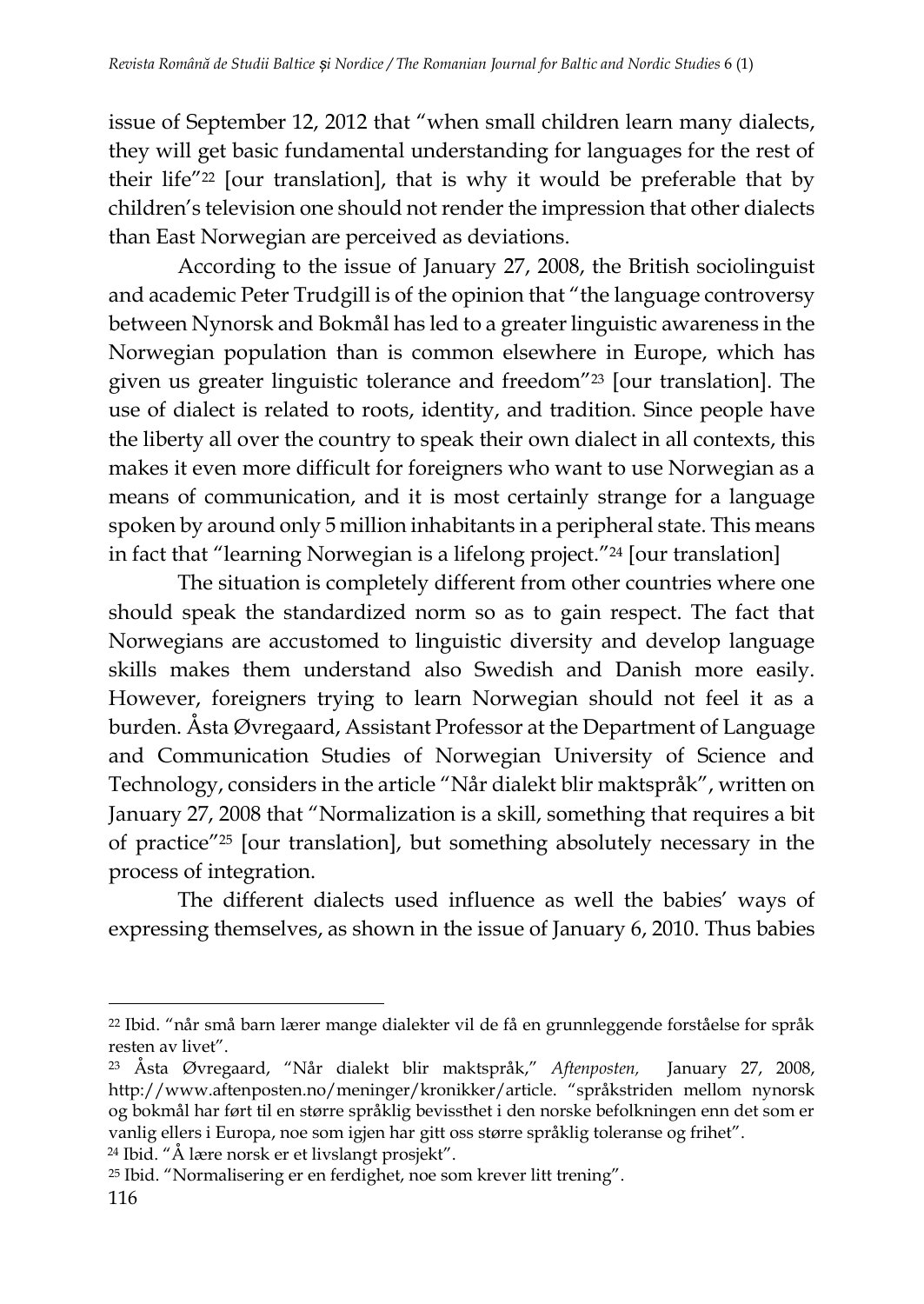issue of September 12, 2012 that “when small children learn many dialects, they will get basic fundamental understanding for languages for the rest of their life”[22] [our translation], that is why it would be preferable that by children’s television one should not render the impression that other dialects than East Norwegian are perceived as deviations.

According to the issue of January 27, 2008, the British sociolinguist and academic Peter Trudgill is of the opinion that “the language controversy between Nynorsk and Bokmål has led to a greater linguistic awareness in the Norwegian population than is common elsewhere in Europe, which has given us greater linguistic tolerance and freedom”[23] [our translation]. The use of dialect is related to roots, identity, and tradition. Since people have the liberty all over the country to speak their own dialect in all contexts, this makes it even more difficult for foreigners who want to use Norwegian as a means of communication, and it is most certainly strange for a language spoken by around only 5 million inhabitants in a peripheral state. This means in fact that “learning Norwegian is a lifelong project.”[24] [our translation]

The situation is completely different from other countries where one should speak the standardized norm so as to gain respect. The fact that Norwegians are accustomed to linguistic diversity and develop language skills makes them understand also Swedish and Danish more easily. However, foreigners trying to learn Norwegian should not feel it as a burden. Åsta Øvregaard, Assistant Professor at the Department of Language and Communication Studies of Norwegian University of Science and Technology, considers in the article “Når dialekt blir maktspråk”, written on January 27, 2008 that “Normalization is a skill, something that requires a bit of practice”[25] [our translation], but something absolutely necessary in the process of integration.

The different dialects used influence as well the babies’ ways of expressing themselves, as shown in the issue of January 6, 2010. Thus babies

---

[22] Ibid. “når små barn lærer mange dialekter vil de få en grunnleggende forståelse for språk resten av livet”.

[23] Åsta Øvregaard, “Når dialekt blir maktspråk,” *Aftenposten,* January 27, 2008, http://www.aftenposten.no/meninger/kronikker/article. “språkstriden mellom nynorsk og bokmål har ført til en større språklig bevissthet i den norske befolkningen enn det som er vanlig ellers i Europa, noe som igjen har gitt oss større språklig toleranse og frihet”.

[24] Ibid. “Å lære norsk er et livslangt prosjekt”.

[25] Ibid. “Normalisering er en ferdighet, noe som krever litt trening”.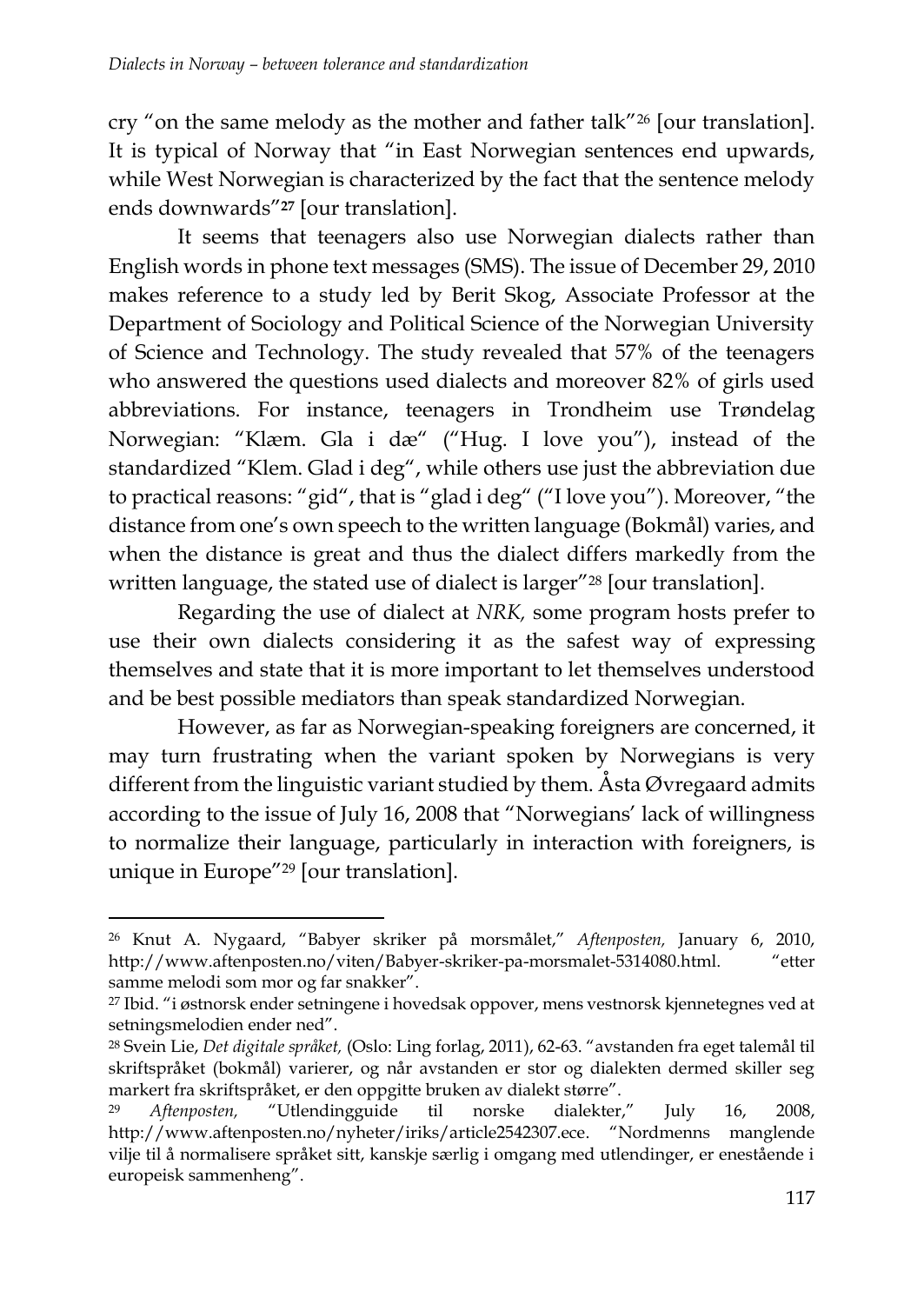cry “on the same melody as the mother and father talk”[26] [our translation]. It is typical of Norway that “in East Norwegian sentences end upwards, while West Norwegian is characterized by the fact that the sentence melody ends downwards”[27] [our translation].

It seems that teenagers also use Norwegian dialects rather than English words in phone text messages (SMS). The issue of December 29, 2010 makes reference to a study led by Berit Skog, Associate Professor at the Department of Sociology and Political Science of the Norwegian University of Science and Technology. The study revealed that 57% of the teenagers who answered the questions used dialects and moreover 82% of girls used abbreviations. For instance, teenagers in Trondheim use Trøndelag Norwegian: “Klæm. Gla i dæ“ (“Hug. I love you”), instead of the standardized “Klem. Glad i deg“, while others use just the abbreviation due to practical reasons: “gid“, that is “glad i deg“ (“I love you”). Moreover, “the distance from one's own speech to the written language (Bokmål) varies, and when the distance is great and thus the dialect differs markedly from the written language, the stated use of dialect is larger”[28] [our translation].

Regarding the use of dialect at *NRK,* some program hosts prefer to use their own dialects considering it as the safest way of expressing themselves and state that it is more important to let themselves understood and be best possible mediators than speak standardized Norwegian.

However, as far as Norwegian-speaking foreigners are concerned, it may turn frustrating when the variant spoken by Norwegians is very different from the linguistic variant studied by them. Åsta Øvregaard admits according to the issue of July 16, 2008 that “Norwegians' lack of willingness to normalize their language, particularly in interaction with foreigners, is unique in Europe”[29] [our translation].

---

[26] Knut A. Nygaard, “Babyer skriker på morsmålet,” *Aftenposten,* January 6, 2010, http://www.aftenposten.no/viten/Babyer-skriker-pa-morsmalet-5314080.html. “etter samme melodi som mor og far snakker”.

[27] Ibid. “i østnorsk ender setningene i hovedsak oppover, mens vestnorsk kjennetegnes ved at setningsmelodien ender ned”.

[28] Svein Lie, *Det digitale språket,* (Oslo: Ling forlag, 2011), 62-63. “avstanden fra eget talemål til skriftspråket (bokmål) varierer, og når avstanden er stor og dialekten dermed skiller seg markert fra skriftspråket, er den oppgitte bruken av dialekt større”.

[29] *Aftenposten,* “Utlendingguide til norske dialekter,” July 16, 2008, http://www.aftenposten.no/nyheter/iriks/article2542307.ece. “Nordmenns manglende vilje til å normalisere språket sitt, kanskje særlig i omgang med utlendinger, er enestående i europeisk sammenheng”.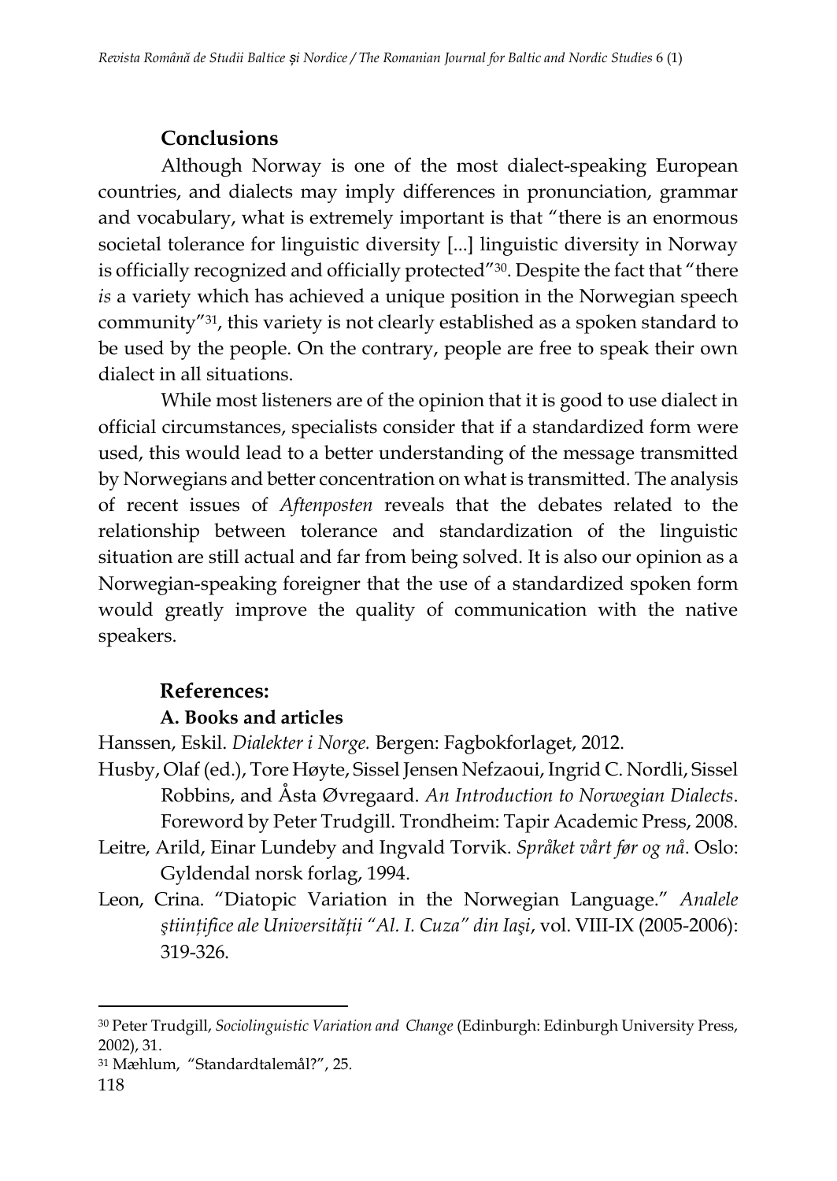## Conclusions

Although Norway is one of the most dialect-speaking European countries, and dialects may imply differences in pronunciation, grammar and vocabulary, what is extremely important is that "there is an enormous societal tolerance for linguistic diversity [...] linguistic diversity in Norway is officially recognized and officially protected"[30]. Despite the fact that "there *is* a variety which has achieved a unique position in the Norwegian speech community"[31], this variety is not clearly established as a spoken standard to be used by the people. On the contrary, people are free to speak their own dialect in all situations.

While most listeners are of the opinion that it is good to use dialect in official circumstances, specialists consider that if a standardized form were used, this would lead to a better understanding of the message transmitted by Norwegians and better concentration on what is transmitted. The analysis of recent issues of *Aftenposten* reveals that the debates related to the relationship between tolerance and standardization of the linguistic situation are still actual and far from being solved. It is also our opinion as a Norwegian-speaking foreigner that the use of a standardized spoken form would greatly improve the quality of communication with the native speakers.

## References:

### A. Books and articles

Hanssen, Eskil. *Dialekter i Norge.* Bergen: Fagbokforlaget, 2012.

Husby, Olaf (ed.), Tore Høyte, Sissel Jensen Nefzaoui, Ingrid C. Nordli, Sissel Robbins, and Åsta Øvregaard. *An Introduction to Norwegian Dialects*. Foreword by Peter Trudgill. Trondheim: Tapir Academic Press, 2008.

Leitre, Arild, Einar Lundeby and Ingvald Torvik. *Språket vårt før og nå*. Oslo: Gyldendal norsk forlag, 1994.

Leon, Crina. "Diatopic Variation in the Norwegian Language." *Analele ştiinţifice ale Universităţii "Al. I. Cuza" din Iaşi*, vol. VIII-IX (2005-2006): 319-326.

---

[30] Peter Trudgill, *Sociolinguistic Variation and Change* (Edinburgh: Edinburgh University Press, 2002), 31.

[31] Mæhlum, "Standardtalemål?", 25.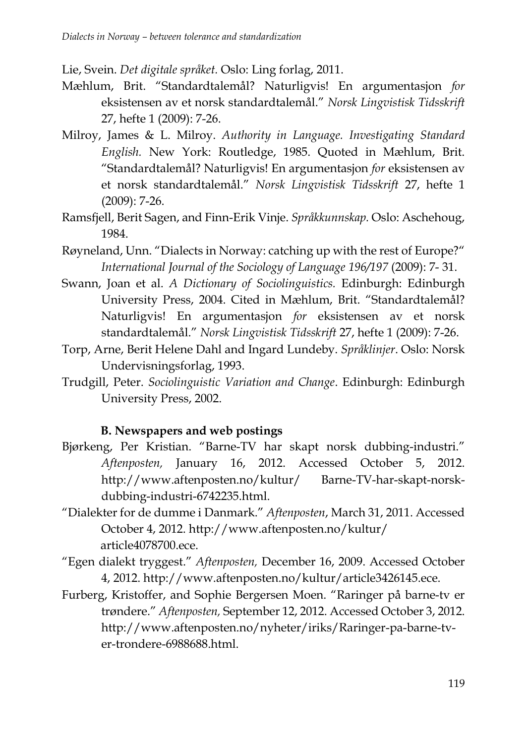Lie, Svein. *Det digitale språket.* Oslo: Ling forlag, 2011.

Mæhlum, Brit. "Standardtalemål? Naturligvis! En argumentasjon *for* eksistensen av et norsk standardtalemål." *Norsk Lingvistisk Tidsskrift* 27, hefte 1 (2009): 7-26.

Milroy, James & L. Milroy. *Authority in Language. Investigating Standard English.* New York: Routledge, 1985. Quoted in Mæhlum, Brit. "Standardtalemål? Naturligvis! En argumentasjon *for* eksistensen av et norsk standardtalemål." *Norsk Lingvistisk Tidsskrift* 27, hefte 1 (2009): 7-26.

Ramsfjell, Berit Sagen, and Finn-Erik Vinje. *Språkkunnskap.* Oslo: Aschehoug, 1984.

Røyneland, Unn. "Dialects in Norway: catching up with the rest of Europe?" *International Journal of the Sociology of Language 196/197* (2009): 7- 31.

Swann, Joan et al. *A Dictionary of Sociolinguistics.* Edinburgh: Edinburgh University Press, 2004. Cited in Mæhlum, Brit. "Standardtalemål? Naturligvis! En argumentasjon *for* eksistensen av et norsk standardtalemål." *Norsk Lingvistisk Tidsskrift* 27, hefte 1 (2009): 7-26.

Torp, Arne, Berit Helene Dahl and Ingard Lundeby. *Språklinjer*. Oslo: Norsk Undervisningsforlag, 1993.

Trudgill, Peter. *Sociolinguistic Variation and Change*. Edinburgh: Edinburgh University Press, 2002.

**B. Newspapers and web postings**

Bjørkeng, Per Kristian. "Barne-TV har skapt norsk dubbing-industri." *Aftenposten,* January 16, 2012. Accessed October 5, 2012. http://www.aftenposten.no/kultur/ Barne-TV-har-skapt-norsk-dubbing-industri-6742235.html.

"Dialekter for de dumme i Danmark." *Aftenposten*, March 31, 2011. Accessed October 4, 2012. http://www.aftenposten.no/kultur/ article4078700.ece.

"Egen dialekt tryggest." *Aftenposten,* December 16, 2009. Accessed October 4, 2012. http://www.aftenposten.no/kultur/article3426145.ece.

Furberg, Kristoffer, and Sophie Bergersen Moen. "Raringer på barne-tv er trøndere." *Aftenposten,* September 12, 2012. Accessed October 3, 2012. http://www.aftenposten.no/nyheter/iriks/Raringer-pa-barne-tv-er-trondere-6988688.html.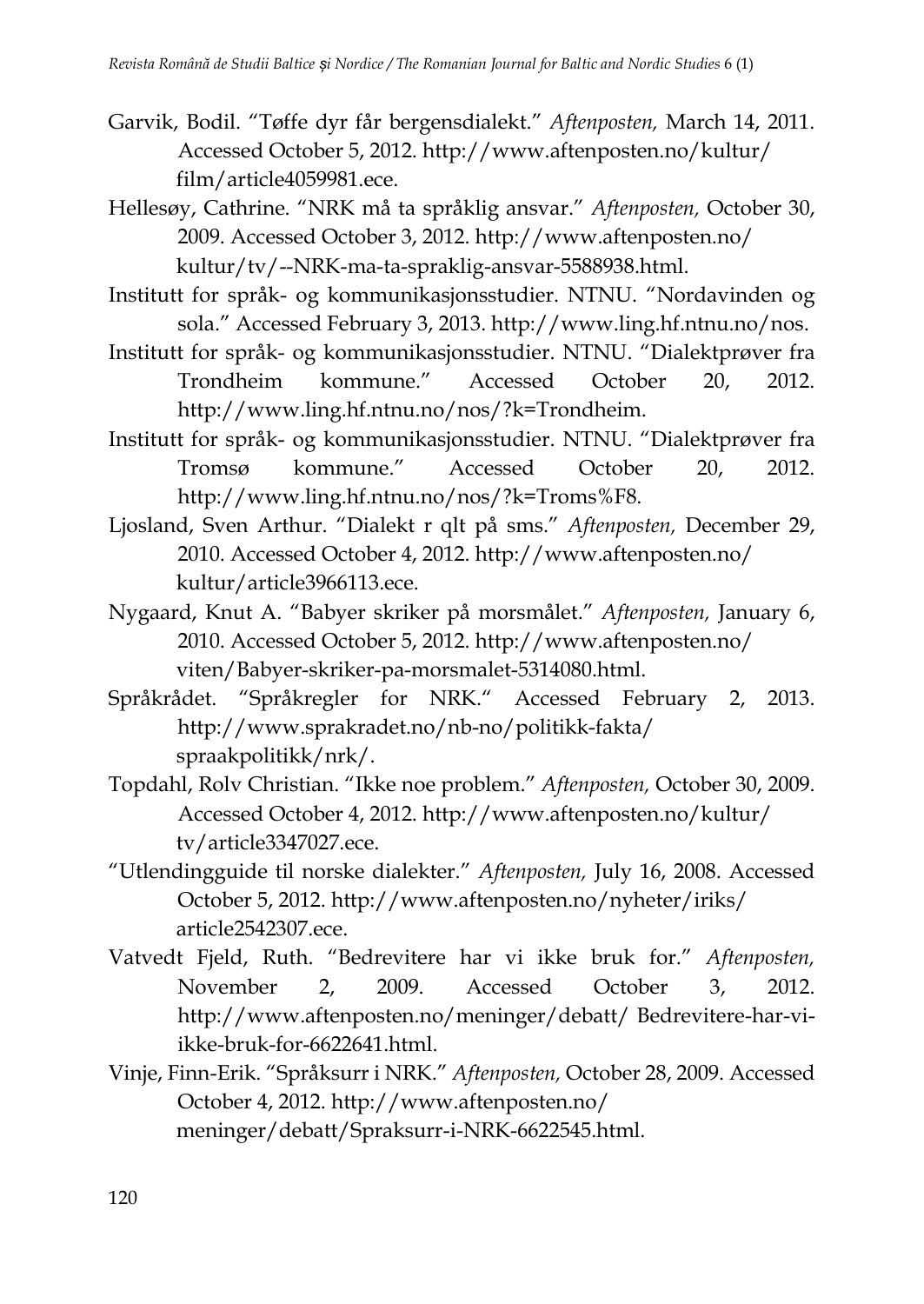Garvik, Bodil. “Tøffe dyr får bergensdialekt.” *Aftenposten,* March 14, 2011. Accessed October 5, 2012. http://www.aftenposten.no/kultur/film/article4059981.ece.

Hellesøy, Cathrine. “NRK må ta språklig ansvar.” *Aftenposten,* October 30, 2009. Accessed October 3, 2012. http://www.aftenposten.no/kultur/tv/--NRK-ma-ta-spraklig-ansvar-5588938.html.

Institutt for språk- og kommunikasjonsstudier. NTNU. “Nordavinden og sola.” Accessed February 3, 2013. http://www.ling.hf.ntnu.no/nos.

Institutt for språk- og kommunikasjonsstudier. NTNU. “Dialektprøver fra Trondheim kommune.” Accessed October 20, 2012. http://www.ling.hf.ntnu.no/nos/?k=Trondheim.

Institutt for språk- og kommunikasjonsstudier. NTNU. “Dialektprøver fra Tromsø kommune.” Accessed October 20, 2012. http://www.ling.hf.ntnu.no/nos/?k=Troms%F8.

Ljosland, Sven Arthur. “Dialekt r qlt på sms.” *Aftenposten,* December 29, 2010. Accessed October 4, 2012. http://www.aftenposten.no/kultur/article3966113.ece.

Nygaard, Knut A. “Babyer skriker på morsmålet.” *Aftenposten,* January 6, 2010. Accessed October 5, 2012. http://www.aftenposten.no/viten/Babyer-skriker-pa-morsmalet-5314080.html.

Språkrådet. “Språkregler for NRK.“ Accessed February 2, 2013. http://www.sprakradet.no/nb-no/politikk-fakta/spraakpolitikk/nrk/.

Topdahl, Rolv Christian. “Ikke noe problem.” *Aftenposten,* October 30, 2009. Accessed October 4, 2012. http://www.aftenposten.no/kultur/tv/article3347027.ece.

“Utlendingguide til norske dialekter.” *Aftenposten,* July 16, 2008. Accessed October 5, 2012. http://www.aftenposten.no/nyheter/iriks/article2542307.ece.

Vatvedt Fjeld, Ruth. “Bedrevitere har vi ikke bruk for.” *Aftenposten,* November 2, 2009. Accessed October 3, 2012. http://www.aftenposten.no/meninger/debatt/ Bedrevitere-har-vi-ikke-bruk-for-6622641.html.

Vinje, Finn-Erik. “Språksurr i NRK.” *Aftenposten,* October 28, 2009. Accessed October 4, 2012. http://www.aftenposten.no/meninger/debatt/Spraksurr-i-NRK-6622545.html.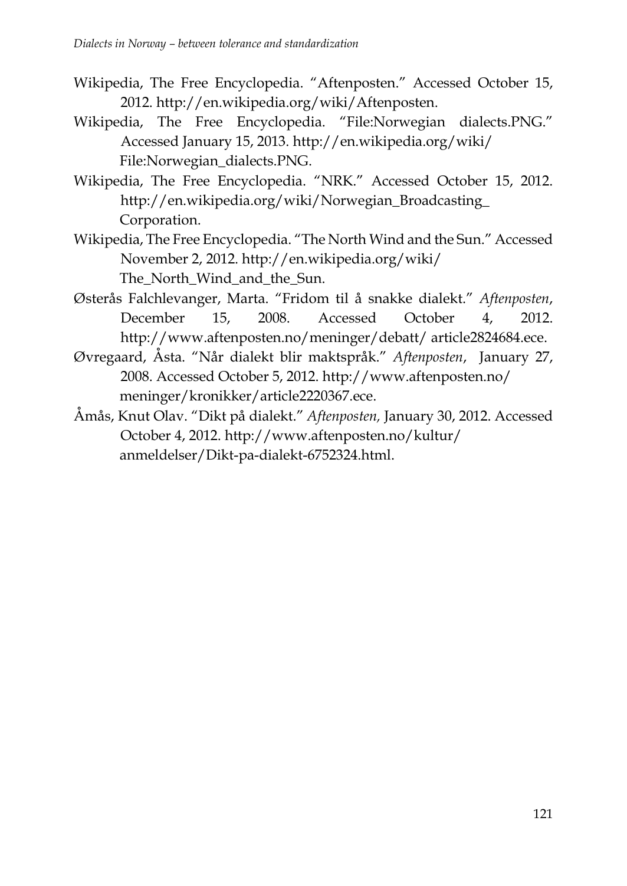Wikipedia, The Free Encyclopedia. "Aftenposten." Accessed October 15, 2012. http://en.wikipedia.org/wiki/Aftenposten.

Wikipedia, The Free Encyclopedia. "File:Norwegian dialects.PNG." Accessed January 15, 2013. http://en.wikipedia.org/wiki/File:Norwegian_dialects.PNG.

Wikipedia, The Free Encyclopedia. "NRK." Accessed October 15, 2012. http://en.wikipedia.org/wiki/Norwegian_Broadcasting_Corporation.

Wikipedia, The Free Encyclopedia. "The North Wind and the Sun." Accessed November 2, 2012. http://en.wikipedia.org/wiki/The_North_Wind_and_the_Sun.

Østerås Falchlevanger, Marta. "Fridom til å snakke dialekt." *Aftenposten*, December 15, 2008. Accessed October 4, 2012. http://www.aftenposten.no/meninger/debatt/ article2824684.ece.

Øvregaard, Åsta. "Når dialekt blir maktspråk." *Aftenposten*, January 27, 2008. Accessed October 5, 2012. http://www.aftenposten.no/meninger/kronikker/article2220367.ece.

Åmås, Knut Olav. "Dikt på dialekt." *Aftenposten,* January 30, 2012. Accessed October 4, 2012. http://www.aftenposten.no/kultur/anmeldelser/Dikt-pa-dialekt-6752324.html.